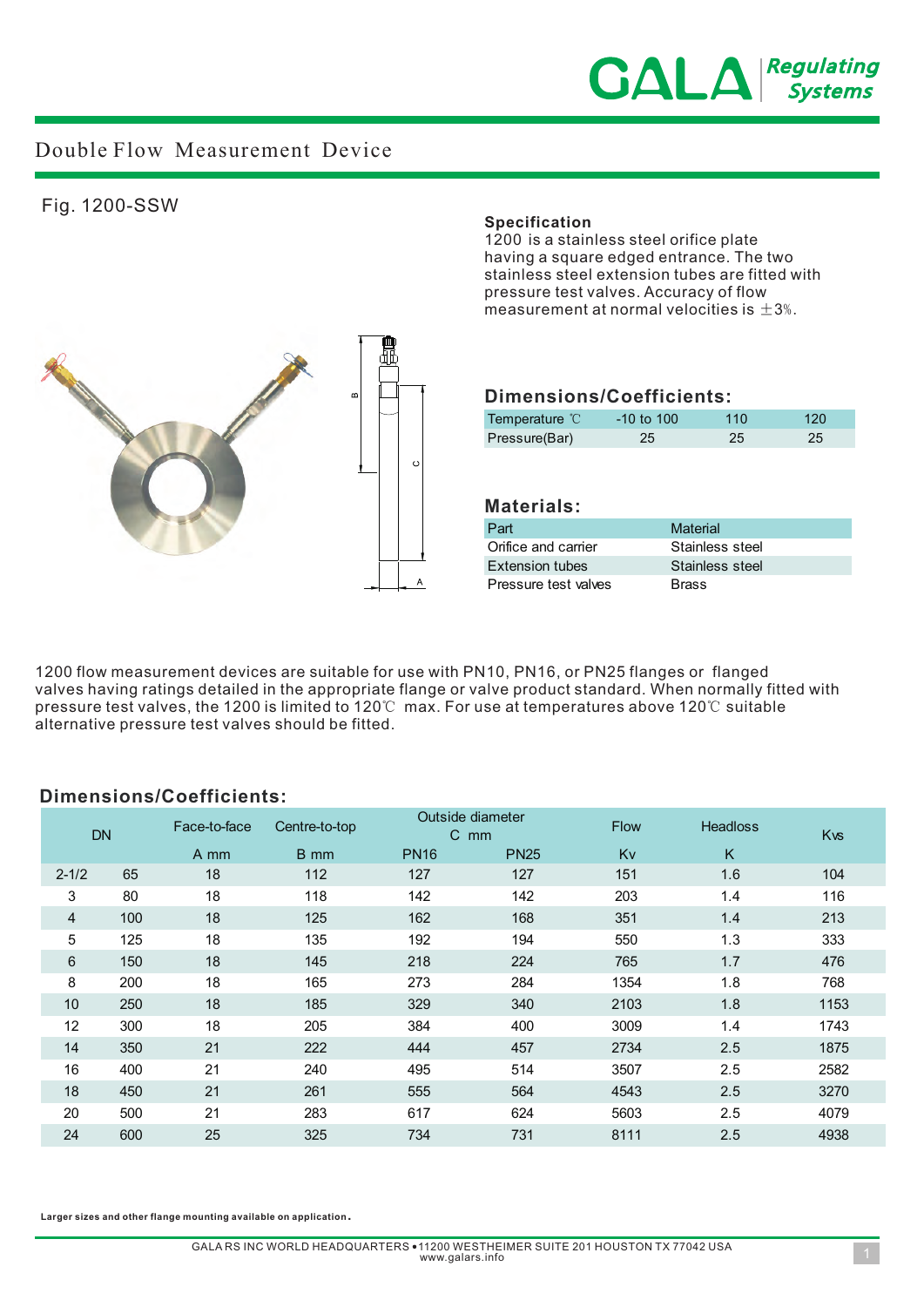# Double Flow Measurement Device

## Fig. 1200-SSW

### Specification

1200 is a stainless steel orifice plate having a square edged entrance. The two stainless steel extension tubes are fitted with pressure test valves. Accuracy of flow measurement at normal velocities is ±3%.

### Dimensions/Coefficients:

| Temperature ℃ | -10 to 100 | 110 | 120 |
|---|---|---|---|
| Pressure(Bar) | 25 | 25 | 25 |

### Materials:

| Part | Material |
|---|---|
| Orifice and carrier | Stainless steel |
| Extension tubes | Stainless steel |
| Pressure test valves | Brass |

1200 flow measurement devices are suitable for use with PN10, PN16, or PN25 flanges or flanged valves having ratings detailed in the appropriate flange or valve product standard. When normally fitted with pressure test valves, the 1200 is limited to 120℃ max. For use at temperatures above 120℃ suitable alternative pressure test valves should be fitted.

### Dimensions/Coefficients:

| DN | | Face-to-face | Centre-to-top | Outside diameter C mm | | Flow | Headloss | Kvs |
|---|---|---|---|---|---|---|---|---|
| | | A mm | B mm | PN16 | PN25 | Kv | K | |
| 2-1/2 | 65 | 18 | 112 | 127 | 127 | 151 | 1.6 | 104 |
| 3 | 80 | 18 | 118 | 142 | 142 | 203 | 1.4 | 116 |
| 4 | 100 | 18 | 125 | 162 | 168 | 351 | 1.4 | 213 |
| 5 | 125 | 18 | 135 | 192 | 194 | 550 | 1.3 | 333 |
| 6 | 150 | 18 | 145 | 218 | 224 | 765 | 1.7 | 476 |
| 8 | 200 | 18 | 165 | 273 | 284 | 1354 | 1.8 | 768 |
| 10 | 250 | 18 | 185 | 329 | 340 | 2103 | 1.8 | 1153 |
| 12 | 300 | 18 | 205 | 384 | 400 | 3009 | 1.4 | 1743 |
| 14 | 350 | 21 | 222 | 444 | 457 | 2734 | 2.5 | 1875 |
| 16 | 400 | 21 | 240 | 495 | 514 | 3507 | 2.5 | 2582 |
| 18 | 450 | 21 | 261 | 555 | 564 | 4543 | 2.5 | 3270 |
| 20 | 500 | 21 | 283 | 617 | 624 | 5603 | 2.5 | 4079 |
| 24 | 600 | 25 | 325 | 734 | 731 | 8111 | 2.5 | 4938 |

**Larger sizes and other flange mounting available on application.**

GALA RS INC WORLD HEADQUARTERS • 11200 WESTHEIMER SUITE 201 HOUSTON TX 77042 USA
www.galars.info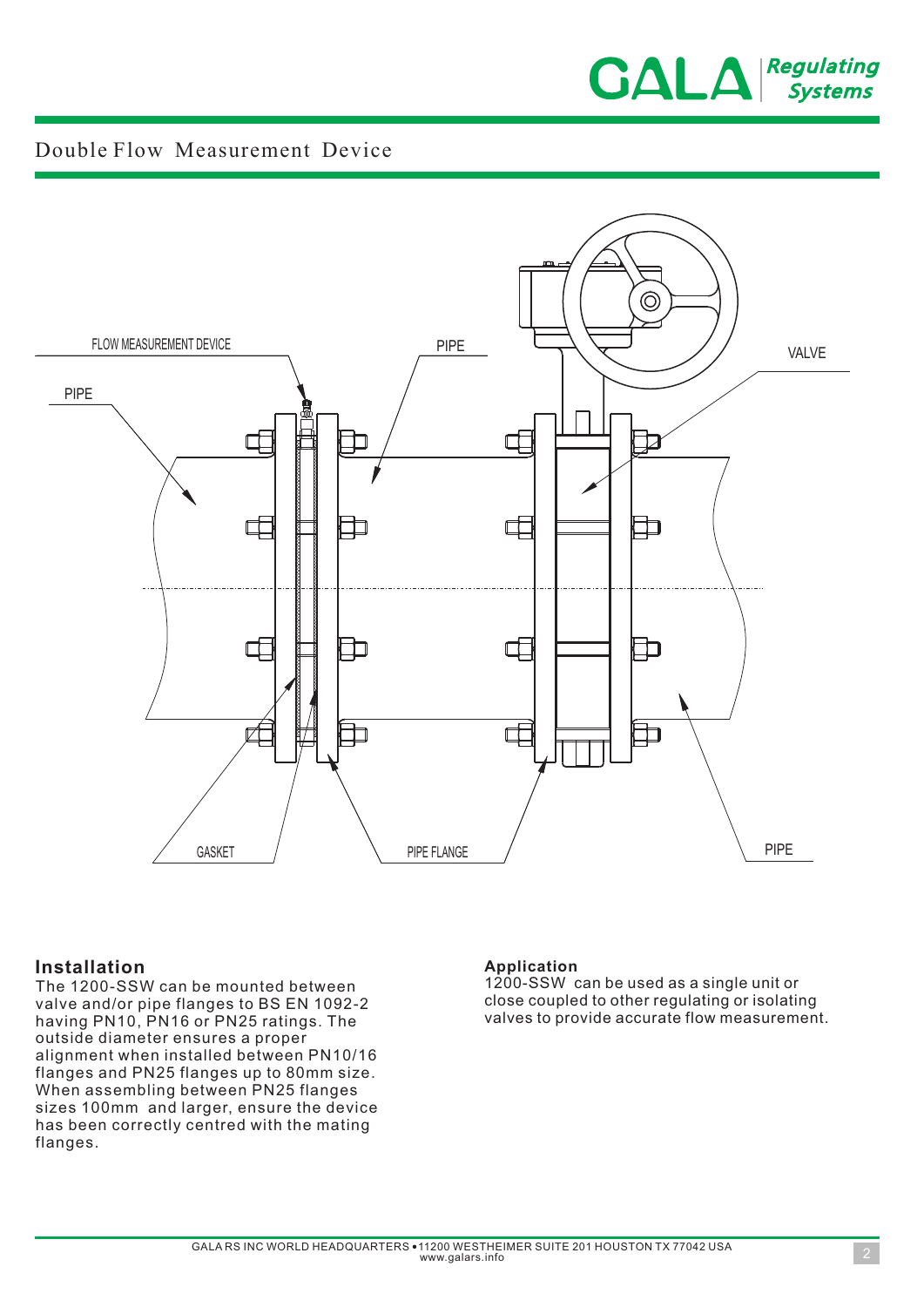# Double Flow Measurement Device

FLOW MEASUREMENT DEVICE

PIPE

PIPE

VALVE

GASKET

PIPE FLANGE

PIPE

## Installation

The 1200-SSW can be mounted between valve and/or pipe flanges to BS EN 1092-2 having PN10, PN16 or PN25 ratings. The outside diameter ensures a proper alignment when installed between PN10/16 flanges and PN25 flanges up to 80mm size. When assembling between PN25 flanges sizes 100mm and larger, ensure the device has been correctly centred with the mating flanges.

## Application

1200-SSW can be used as a single unit or close coupled to other regulating or isolating valves to provide accurate flow measurement.

GALA RS INC WORLD HEADQUARTERS • 11200 WESTHEIMER SUITE 201 HOUSTON TX 77042 USA
www.galars.info